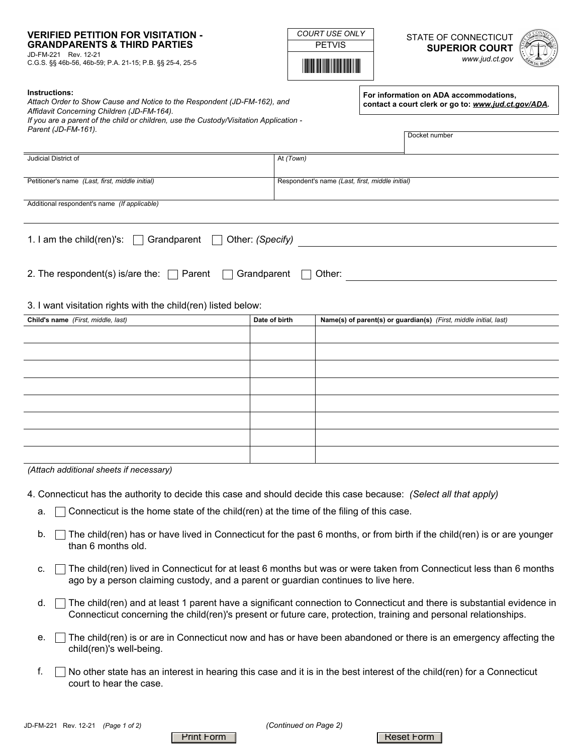# VERIFIED PETITION FOR VISITATION - GRANDPARENTS & THIRD PARTIES

JD-FM-221 Rev. 12-21
C.G.S. §§ 46b-56, 46b-59; P.A. 21-15; P.B. §§ 25-4, 25-5

| COURT USE ONLY |
|---|
| PETVIS |

STATE OF CONNECTICUT
**SUPERIOR COURT**
*www.jud.ct.gov*

**Instructions:**
*Attach Order to Show Cause and Notice to the Respondent (JD-FM-162), and Affidavit Concerning Children (JD-FM-164).*
*If you are a parent of the child or children, use the Custody/Visitation Application - Parent (JD-FM-161).*

**For information on ADA accommodations, contact a court clerk or go to: *www.jud.ct.gov/ADA*.**

Docket number

| Judicial District of | At *(Town)* |
|---|---|
| Petitioner's name *(Last, first, middle initial)* | Respondent's name *(Last, first, middle initial)* |
| Additional respondent's name *(If applicable)* | |

1. I am the child(ren)'s: ☐ Grandparent ☐ Other: *(Specify)* ____________________

2. The respondent(s) is/are the: ☐ Parent ☐ Grandparent ☐ Other: ____________________

3. I want visitation rights with the child(ren) listed below:

| Child's name *(First, middle, last)* | Date of birth | Name(s) of parent(s) or guardian(s) *(First, middle initial, last)* |
|---|---|---|
| | | |
| | | |
| | | |
| | | |
| | | |
| | | |
| | | |
| | | |

*(Attach additional sheets if necessary)*

4. Connecticut has the authority to decide this case and should decide this case because: *(Select all that apply)*

   a. ☐ Connecticut is the home state of the child(ren) at the time of the filing of this case.

   b. ☐ The child(ren) has or have lived in Connecticut for the past 6 months, or from birth if the child(ren) is or are younger than 6 months old.

   c. ☐ The child(ren) lived in Connecticut for at least 6 months but was or were taken from Connecticut less than 6 months ago by a person claiming custody, and a parent or guardian continues to live here.

   d. ☐ The child(ren) and at least 1 parent have a significant connection to Connecticut and there is substantial evidence in Connecticut concerning the child(ren)'s present or future care, protection, training and personal relationships.

   e. ☐ The child(ren) is or are in Connecticut now and has or have been abandoned or there is an emergency affecting the child(ren)'s well-being.

   f. ☐ No other state has an interest in hearing this case and it is in the best interest of the child(ren) for a Connecticut court to hear the case.

*(Continued on Page 2)*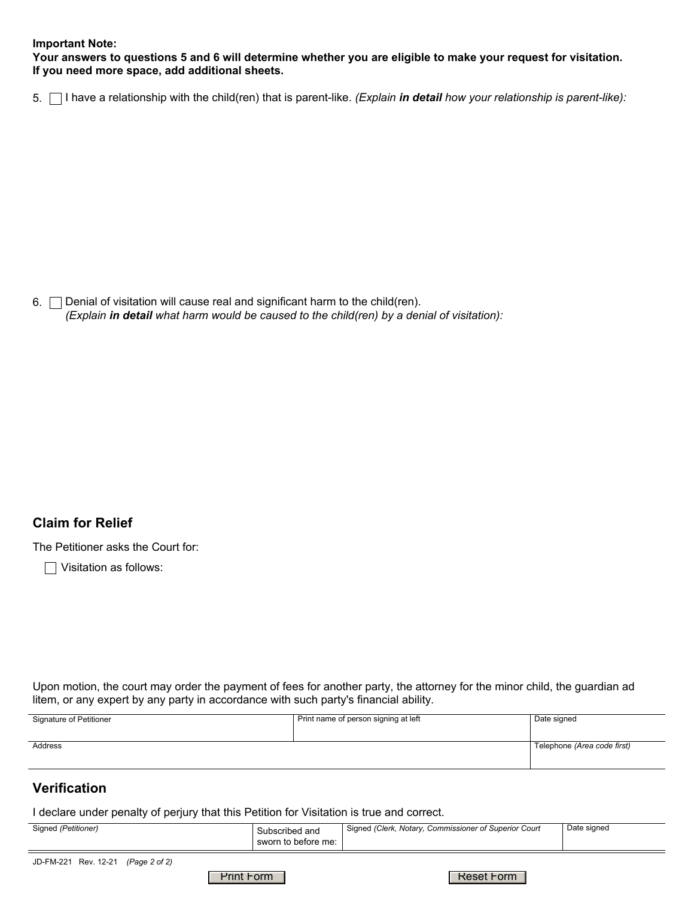**Important Note:**
**Your answers to questions 5 and 6 will determine whether you are eligible to make your request for visitation. If you need more space, add additional sheets.**

5. ☐ I have a relationship with the child(ren) that is parent-like. *(Explain **in detail** how your relationship is parent-like):*

6. ☐ Denial of visitation will cause real and significant harm to the child(ren).
*(Explain **in detail** what harm would be caused to the child(ren) by a denial of visitation):*

## Claim for Relief

The Petitioner asks the Court for:

☐ Visitation as follows:

Upon motion, the court may order the payment of fees for another party, the attorney for the minor child, the guardian ad litem, or any expert by any party in accordance with such party's financial ability.

| Signature of Petitioner | Print name of person signing at left | Date signed |
|---|---|---|
| Address | | Telephone *(Area code first)* |

## Verification

I declare under penalty of perjury that this Petition for Visitation is true and correct.

| Signed *(Petitioner)* | Subscribed and sworn to before me: | Signed *(Clerk, Notary, Commissioner of Superior Court* | Date signed |
|---|---|---|---|

JD-FM-221 Rev. 12-21

Print Form

Reset Form